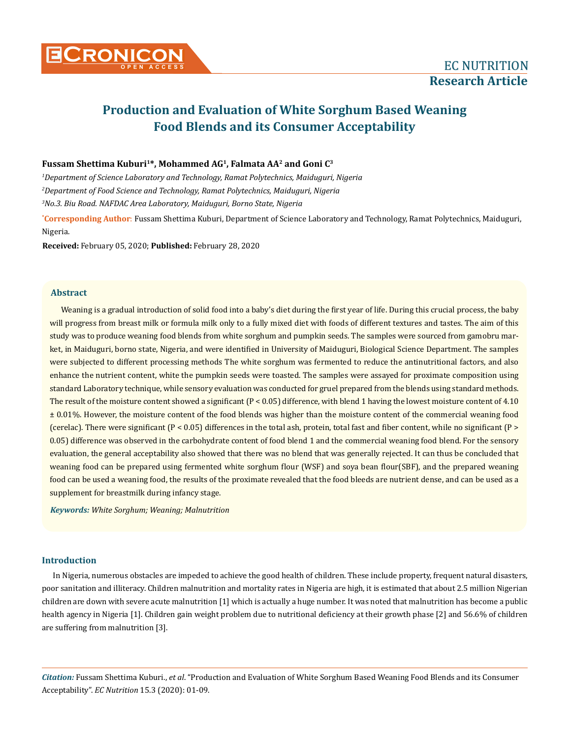# Production and Evaluation of White Sorghum Based Weaning Food Blends and its Consumer Acceptability

**Fussam Shettima Kuburi[1]*, Mohammed AG[1], Falmata AA[2] and Goni C[3]**

*[1]Department of Science Laboratory and Technology, Ramat Polytechnics, Maiduguri, Nigeria*

*[2]Department of Food Science and Technology, Ramat Polytechnics, Maiduguri, Nigeria*

*[3]No.3. Biu Road. NAFDAC Area Laboratory, Maiduguri, Borno State, Nigeria*

***Corresponding Author**: Fussam Shettima Kuburi, Department of Science Laboratory and Technology, Ramat Polytechnics, Maiduguri, Nigeria.

**Received:** February 05, 2020; **Published:** February 28, 2020

## Abstract

Weaning is a gradual introduction of solid food into a baby's diet during the first year of life. During this crucial process, the baby will progress from breast milk or formula milk only to a fully mixed diet with foods of different textures and tastes. The aim of this study was to produce weaning food blends from white sorghum and pumpkin seeds. The samples were sourced from gamobru market, in Maiduguri, borno state, Nigeria, and were identified in University of Maiduguri, Biological Science Department. The samples were subjected to different processing methods The white sorghum was fermented to reduce the antinutritional factors, and also enhance the nutrient content, white the pumpkin seeds were toasted. The samples were assayed for proximate composition using standard Laboratory technique, while sensory evaluation was conducted for gruel prepared from the blends using standard methods. The result of the moisture content showed a significant ($P < 0.05$) difference, with blend 1 having the lowest moisture content of 4.10 ± 0.01%. However, the moisture content of the food blends was higher than the moisture content of the commercial weaning food (cerelac). There were significant ($P < 0.05$) differences in the total ash, protein, total fast and fiber content, while no significant ($P > 0.05$) difference was observed in the carbohydrate content of food blend 1 and the commercial weaning food blend. For the sensory evaluation, the general acceptability also showed that there was no blend that was generally rejected. It can thus be concluded that weaning food can be prepared using fermented white sorghum flour (WSF) and soya bean flour(SBF), and the prepared weaning food can be used a weaning food, the results of the proximate revealed that the food bleeds are nutrient dense, and can be used as a supplement for breastmilk during infancy stage.

***Keywords:*** *White Sorghum; Weaning; Malnutrition*

## Introduction

In Nigeria, numerous obstacles are impeded to achieve the good health of children. These include property, frequent natural disasters, poor sanitation and illiteracy. Children malnutrition and mortality rates in Nigeria are high, it is estimated that about 2.5 million Nigerian children are down with severe acute malnutrition [1] which is actually a huge number. It was noted that malnutrition has become a public health agency in Nigeria [1]. Children gain weight problem due to nutritional deficiency at their growth phase [2] and 56.6% of children are suffering from malnutrition [3].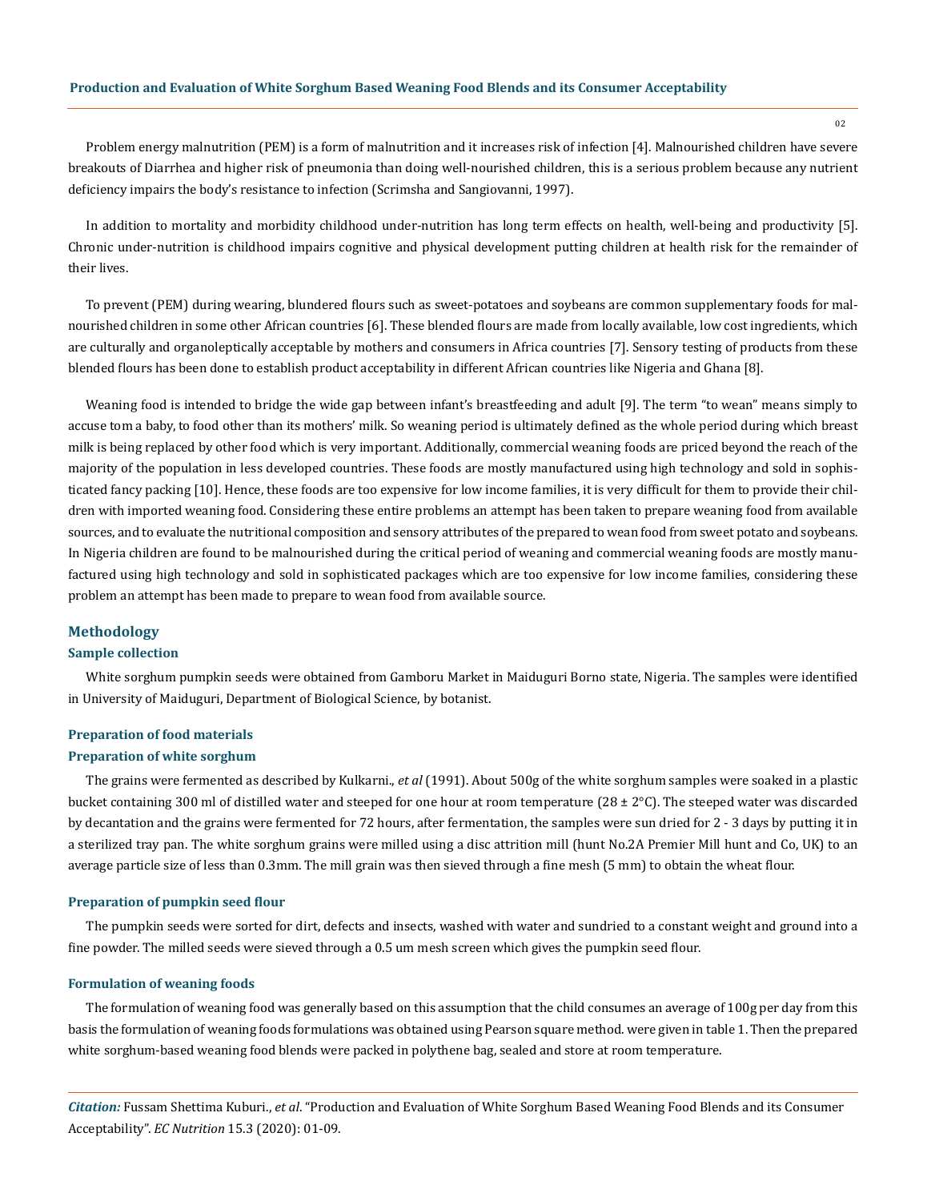Problem energy malnutrition (PEM) is a form of malnutrition and it increases risk of infection [4]. Malnourished children have severe breakouts of Diarrhea and higher risk of pneumonia than doing well-nourished children, this is a serious problem because any nutrient deficiency impairs the body's resistance to infection (Scrimsha and Sangiovanni, 1997).

In addition to mortality and morbidity childhood under-nutrition has long term effects on health, well-being and productivity [5]. Chronic under-nutrition is childhood impairs cognitive and physical development putting children at health risk for the remainder of their lives.

To prevent (PEM) during wearing, blundered flours such as sweet-potatoes and soybeans are common supplementary foods for malnourished children in some other African countries [6]. These blended flours are made from locally available, low cost ingredients, which are culturally and organoleptically acceptable by mothers and consumers in Africa countries [7]. Sensory testing of products from these blended flours has been done to establish product acceptability in different African countries like Nigeria and Ghana [8].

Weaning food is intended to bridge the wide gap between infant's breastfeeding and adult [9]. The term "to wean" means simply to accuse tom a baby, to food other than its mothers' milk. So weaning period is ultimately defined as the whole period during which breast milk is being replaced by other food which is very important. Additionally, commercial weaning foods are priced beyond the reach of the majority of the population in less developed countries. These foods are mostly manufactured using high technology and sold in sophisticated fancy packing [10]. Hence, these foods are too expensive for low income families, it is very difficult for them to provide their children with imported weaning food. Considering these entire problems an attempt has been taken to prepare weaning food from available sources, and to evaluate the nutritional composition and sensory attributes of the prepared to wean food from sweet potato and soybeans. In Nigeria children are found to be malnourished during the critical period of weaning and commercial weaning foods are mostly manufactured using high technology and sold in sophisticated packages which are too expensive for low income families, considering these problem an attempt has been made to prepare to wean food from available source.

## Methodology

### Sample collection

White sorghum pumpkin seeds were obtained from Gamboru Market in Maiduguri Borno state, Nigeria. The samples were identified in University of Maiduguri, Department of Biological Science, by botanist.

### Preparation of food materials

### Preparation of white sorghum

The grains were fermented as described by Kulkarni., *et al* (1991). About 500g of the white sorghum samples were soaked in a plastic bucket containing 300 ml of distilled water and steeped for one hour at room temperature (28 ± 2°C). The steeped water was discarded by decantation and the grains were fermented for 72 hours, after fermentation, the samples were sun dried for 2 - 3 days by putting it in a sterilized tray pan. The white sorghum grains were milled using a disc attrition mill (hunt No.2A Premier Mill hunt and Co, UK) to an average particle size of less than 0.3mm. The mill grain was then sieved through a fine mesh (5 mm) to obtain the wheat flour.

### Preparation of pumpkin seed flour

The pumpkin seeds were sorted for dirt, defects and insects, washed with water and sundried to a constant weight and ground into a fine powder. The milled seeds were sieved through a 0.5 um mesh screen which gives the pumpkin seed flour.

### Formulation of weaning foods

The formulation of weaning food was generally based on this assumption that the child consumes an average of 100g per day from this basis the formulation of weaning foods formulations was obtained using Pearson square method. were given in table 1. Then the prepared white sorghum-based weaning food blends were packed in polythene bag, sealed and store at room temperature.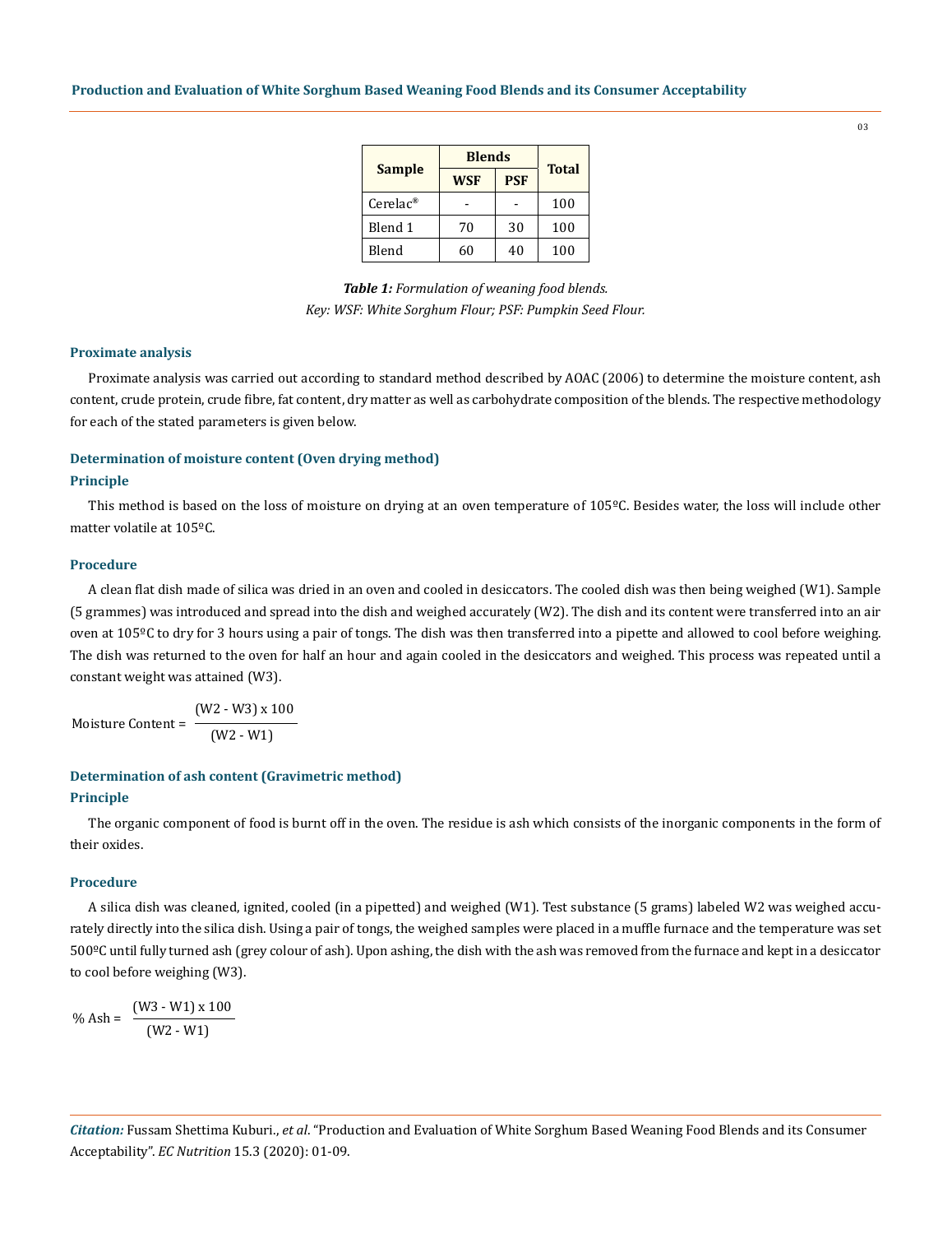| Sample | Blends | | Total |
|---|---|---|---|
| | WSF | PSF | |
| Cerelac® | - | - | 100 |
| Blend 1 | 70 | 30 | 100 |
| Blend | 60 | 40 | 100 |

***Table 1:*** *Formulation of weaning food blends.*
*Key: WSF: White Sorghum Flour; PSF: Pumpkin Seed Flour.*

### Proximate analysis

Proximate analysis was carried out according to standard method described by AOAC (2006) to determine the moisture content, ash content, crude protein, crude fibre, fat content, dry matter as well as carbohydrate composition of the blends. The respective methodology for each of the stated parameters is given below.

### Determination of moisture content (Oven drying method)

#### Principle

This method is based on the loss of moisture on drying at an oven temperature of 105ºC. Besides water, the loss will include other matter volatile at 105ºC.

#### Procedure

A clean flat dish made of silica was dried in an oven and cooled in desiccators. The cooled dish was then being weighed (W1). Sample (5 grammes) was introduced and spread into the dish and weighed accurately (W2). The dish and its content were transferred into an air oven at 105ºC to dry for 3 hours using a pair of tongs. The dish was then transferred into a pipette and allowed to cool before weighing. The dish was returned to the oven for half an hour and again cooled in the desiccators and weighed. This process was repeated until a constant weight was attained (W3).

$$\text{Moisture Content} = \frac{(W2 - W3) \times 100}{(W2 - W1)}$$

### Determination of ash content (Gravimetric method)

#### Principle

The organic component of food is burnt off in the oven. The residue is ash which consists of the inorganic components in the form of their oxides.

#### Procedure

A silica dish was cleaned, ignited, cooled (in a pipetted) and weighed (W1). Test substance (5 grams) labeled W2 was weighed accurately directly into the silica dish. Using a pair of tongs, the weighed samples were placed in a muffle furnace and the temperature was set 500ºC until fully turned ash (grey colour of ash). Upon ashing, the dish with the ash was removed from the furnace and kept in a desiccator to cool before weighing (W3).

$$\%\ \text{Ash} = \frac{(W3 - W1) \times 100}{(W2 - W1)}$$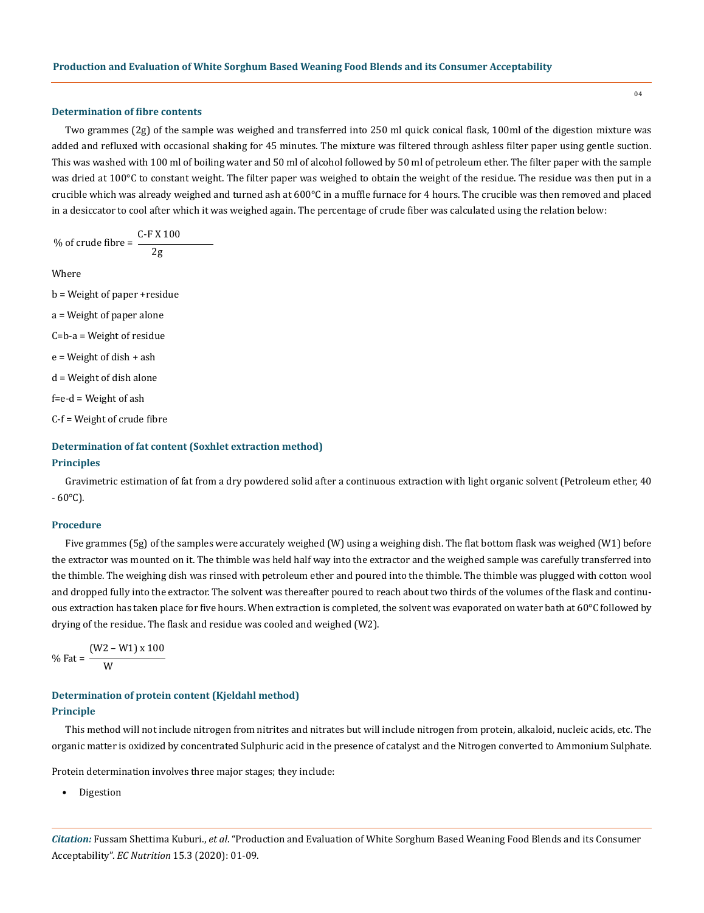### Determination of fibre contents

Two grammes (2g) of the sample was weighed and transferred into 250 ml quick conical flask, 100ml of the digestion mixture was added and refluxed with occasional shaking for 45 minutes. The mixture was filtered through ashless filter paper using gentle suction. This was washed with 100 ml of boiling water and 50 ml of alcohol followed by 50 ml of petroleum ether. The filter paper with the sample was dried at 100°C to constant weight. The filter paper was weighed to obtain the weight of the residue. The residue was then put in a crucible which was already weighed and turned ash at 600°C in a muffle furnace for 4 hours. The crucible was then removed and placed in a desiccator to cool after which it was weighed again. The percentage of crude fiber was calculated using the relation below:

$$\text{\% of crude fibre} = \frac{\text{C-F X 100}}{2\text{g}}$$

Where

b = Weight of paper +residue

a = Weight of paper alone

C=b-a = Weight of residue

e = Weight of dish + ash

d = Weight of dish alone

f=e-d = Weight of ash

C-f = Weight of crude fibre

### Determination of fat content (Soxhlet extraction method)

### Principles

Gravimetric estimation of fat from a dry powdered solid after a continuous extraction with light organic solvent (Petroleum ether, 40 - 60°C).

### Procedure

Five grammes (5g) of the samples were accurately weighed (W) using a weighing dish. The flat bottom flask was weighed (W1) before the extractor was mounted on it. The thimble was held half way into the extractor and the weighed sample was carefully transferred into the thimble. The weighing dish was rinsed with petroleum ether and poured into the thimble. The thimble was plugged with cotton wool and dropped fully into the extractor. The solvent was thereafter poured to reach about two thirds of the volumes of the flask and continuous extraction has taken place for five hours. When extraction is completed, the solvent was evaporated on water bath at 60°C followed by drying of the residue. The flask and residue was cooled and weighed (W2).

$$\text{\% Fat} = \frac{(\text{W2} - \text{W1}) \text{ x } 100}{\text{W}}$$

### Determination of protein content (Kjeldahl method)

### Principle

This method will not include nitrogen from nitrites and nitrates but will include nitrogen from protein, alkaloid, nucleic acids, etc. The organic matter is oxidized by concentrated Sulphuric acid in the presence of catalyst and the Nitrogen converted to Ammonium Sulphate.

Protein determination involves three major stages; they include:

- Digestion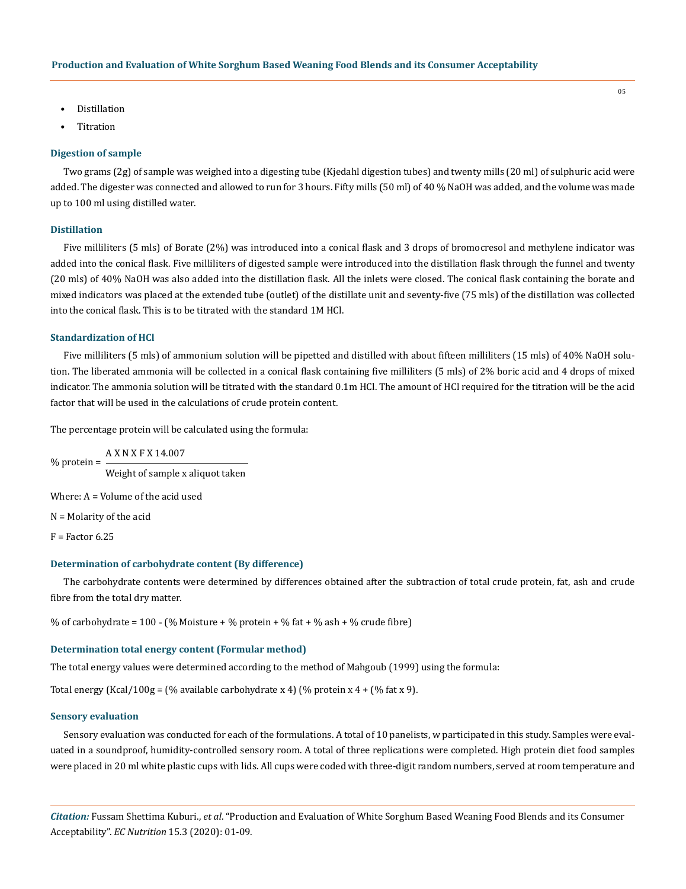- Distillation
- Titration

### Digestion of sample

Two grams (2g) of sample was weighed into a digesting tube (Kjedahl digestion tubes) and twenty mills (20 ml) of sulphuric acid were added. The digester was connected and allowed to run for 3 hours. Fifty mills (50 ml) of 40 % NaOH was added, and the volume was made up to 100 ml using distilled water.

### Distillation

Five milliliters (5 mls) of Borate (2%) was introduced into a conical flask and 3 drops of bromocresol and methylene indicator was added into the conical flask. Five milliliters of digested sample were introduced into the distillation flask through the funnel and twenty (20 mls) of 40% NaOH was also added into the distillation flask. All the inlets were closed. The conical flask containing the borate and mixed indicators was placed at the extended tube (outlet) of the distillate unit and seventy-five (75 mls) of the distillation was collected into the conical flask. This is to be titrated with the standard 1M HCl.

### Standardization of HCl

Five milliliters (5 mls) of ammonium solution will be pipetted and distilled with about fifteen milliliters (15 mls) of 40% NaOH solution. The liberated ammonia will be collected in a conical flask containing five milliliters (5 mls) of 2% boric acid and 4 drops of mixed indicator. The ammonia solution will be titrated with the standard 0.1m HCl. The amount of HCl required for the titration will be the acid factor that will be used in the calculations of crude protein content.

The percentage protein will be calculated using the formula:

$$\% \text{ protein} = \frac{\text{A X N X F X 14.007}}{\text{Weight of sample x aliquot taken}}$$

Where: A = Volume of the acid used

N = Molarity of the acid

F = Factor 6.25

### Determination of carbohydrate content (By difference)

The carbohydrate contents were determined by differences obtained after the subtraction of total crude protein, fat, ash and crude fibre from the total dry matter.

% of carbohydrate = 100 - (% Moisture + % protein + % fat + % ash + % crude fibre)

### Determination total energy content (Formular method)

The total energy values were determined according to the method of Mahgoub (1999) using the formula:

Total energy (Kcal/100g = (% available carbohydrate x 4) (% protein x 4 + (% fat x 9).

### Sensory evaluation

Sensory evaluation was conducted for each of the formulations. A total of 10 panelists, w participated in this study. Samples were evaluated in a soundproof, humidity-controlled sensory room. A total of three replications were completed. High protein diet food samples were placed in 20 ml white plastic cups with lids. All cups were coded with three-digit random numbers, served at room temperature and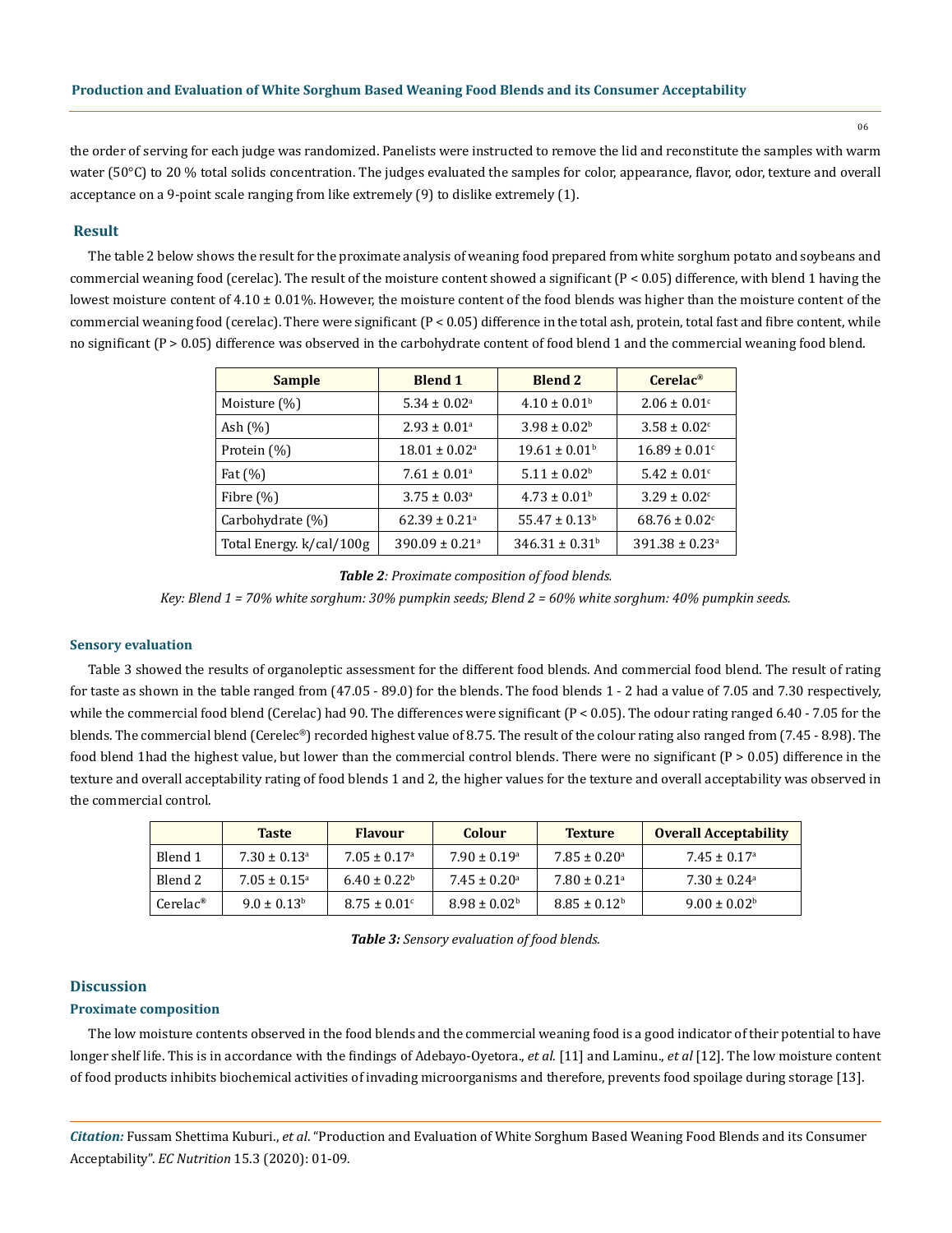the order of serving for each judge was randomized. Panelists were instructed to remove the lid and reconstitute the samples with warm water (50°C) to 20 % total solids concentration. The judges evaluated the samples for color, appearance, flavor, odor, texture and overall acceptance on a 9-point scale ranging from like extremely (9) to dislike extremely (1).

## Result

The table 2 below shows the result for the proximate analysis of weaning food prepared from white sorghum potato and soybeans and commercial weaning food (cerelac). The result of the moisture content showed a significant ($P < 0.05$) difference, with blend 1 having the lowest moisture content of 4.10 ± 0.01%. However, the moisture content of the food blends was higher than the moisture content of the commercial weaning food (cerelac). There were significant ($P < 0.05$) difference in the total ash, protein, total fast and fibre content, while no significant ($P > 0.05$) difference was observed in the carbohydrate content of food blend 1 and the commercial weaning food blend.

| Sample | Blend 1 | Blend 2 | Cerelac® |
|---|---|---|---|
| Moisture (%) | 5.34 ± 0.02[a] | 4.10 ± 0.01[b] | 2.06 ± 0.01[c] |
| Ash (%) | 2.93 ± 0.01[a] | 3.98 ± 0.02[b] | 3.58 ± 0.02[c] |
| Protein (%) | 18.01 ± 0.02[a] | 19.61 ± 0.01[b] | 16.89 ± 0.01[c] |
| Fat (%) | 7.61 ± 0.01[a] | 5.11 ± 0.02[b] | 5.42 ± 0.01[c] |
| Fibre (%) | 3.75 ± 0.03[a] | 4.73 ± 0.01[b] | 3.29 ± 0.02[c] |
| Carbohydrate (%) | 62.39 ± 0.21[a] | 55.47 ± 0.13[b] | 68.76 ± 0.02[c] |
| Total Energy. k/cal/100g | 390.09 ± 0.21[a] | 346.31 ± 0.31[b] | 391.38 ± 0.23[a] |

***Table 2**: Proximate composition of food blends.*

*Key: Blend 1 = 70% white sorghum: 30% pumpkin seeds; Blend 2 = 60% white sorghum: 40% pumpkin seeds.*

### Sensory evaluation

Table 3 showed the results of organoleptic assessment for the different food blends. And commercial food blend. The result of rating for taste as shown in the table ranged from (47.05 - 89.0) for the blends. The food blends 1 - 2 had a value of 7.05 and 7.30 respectively, while the commercial food blend (Cerelac) had 90. The differences were significant ($P < 0.05$). The odour rating ranged 6.40 - 7.05 for the blends. The commercial blend (Cerelec®) recorded highest value of 8.75. The result of the colour rating also ranged from (7.45 - 8.98). The food blend 1had the highest value, but lower than the commercial control blends. There were no significant ($P > 0.05$) difference in the texture and overall acceptability rating of food blends 1 and 2, the higher values for the texture and overall acceptability was observed in the commercial control.

| | Taste | Flavour | Colour | Texture | Overall Acceptability |
|---|---|---|---|---|---|
| Blend 1 | 7.30 ± 0.13[a] | 7.05 ± 0.17[a] | 7.90 ± 0.19[a] | 7.85 ± 0.20[a] | 7.45 ± 0.17[a] |
| Blend 2 | 7.05 ± 0.15[a] | 6.40 ± 0.22[b] | 7.45 ± 0.20[a] | 7.80 ± 0.21[a] | 7.30 ± 0.24[a] |
| Cerelac® | 9.0 ± 0.13[b] | 8.75 ± 0.01[c] | 8.98 ± 0.02[b] | 8.85 ± 0.12[b] | 9.00 ± 0.02[b] |

***Table 3:** Sensory evaluation of food blends.*

## Discussion

### Proximate composition

The low moisture contents observed in the food blends and the commercial weaning food is a good indicator of their potential to have longer shelf life. This is in accordance with the findings of Adebayo-Oyetora., *et al.* [11] and Laminu., *et al* [12]. The low moisture content of food products inhibits biochemical activities of invading microorganisms and therefore, prevents food spoilage during storage [13].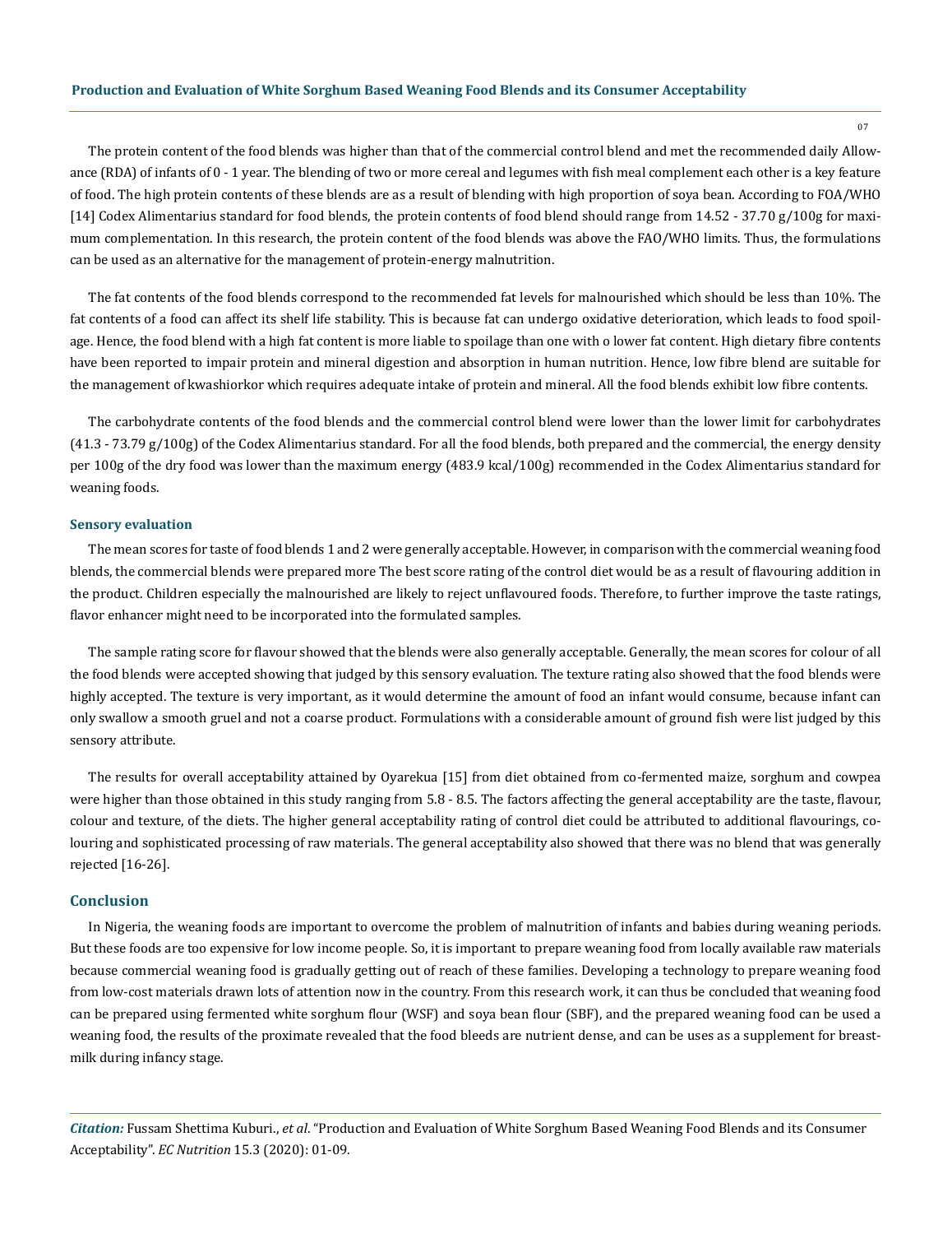The protein content of the food blends was higher than that of the commercial control blend and met the recommended daily Allowance (RDA) of infants of 0 - 1 year. The blending of two or more cereal and legumes with fish meal complement each other is a key feature of food. The high protein contents of these blends are as a result of blending with high proportion of soya bean. According to FOA/WHO [14] Codex Alimentarius standard for food blends, the protein contents of food blend should range from 14.52 - 37.70 g/100g for maximum complementation. In this research, the protein content of the food blends was above the FAO/WHO limits. Thus, the formulations can be used as an alternative for the management of protein-energy malnutrition.

The fat contents of the food blends correspond to the recommended fat levels for malnourished which should be less than 10%. The fat contents of a food can affect its shelf life stability. This is because fat can undergo oxidative deterioration, which leads to food spoilage. Hence, the food blend with a high fat content is more liable to spoilage than one with o lower fat content. High dietary fibre contents have been reported to impair protein and mineral digestion and absorption in human nutrition. Hence, low fibre blend are suitable for the management of kwashiorkor which requires adequate intake of protein and mineral. All the food blends exhibit low fibre contents.

The carbohydrate contents of the food blends and the commercial control blend were lower than the lower limit for carbohydrates (41.3 - 73.79 g/100g) of the Codex Alimentarius standard. For all the food blends, both prepared and the commercial, the energy density per 100g of the dry food was lower than the maximum energy (483.9 kcal/100g) recommended in the Codex Alimentarius standard for weaning foods.

### Sensory evaluation

The mean scores for taste of food blends 1 and 2 were generally acceptable. However, in comparison with the commercial weaning food blends, the commercial blends were prepared more The best score rating of the control diet would be as a result of flavouring addition in the product. Children especially the malnourished are likely to reject unflavoured foods. Therefore, to further improve the taste ratings, flavor enhancer might need to be incorporated into the formulated samples.

The sample rating score for flavour showed that the blends were also generally acceptable. Generally, the mean scores for colour of all the food blends were accepted showing that judged by this sensory evaluation. The texture rating also showed that the food blends were highly accepted. The texture is very important, as it would determine the amount of food an infant would consume, because infant can only swallow a smooth gruel and not a coarse product. Formulations with a considerable amount of ground fish were list judged by this sensory attribute.

The results for overall acceptability attained by Oyarekua [15] from diet obtained from co-fermented maize, sorghum and cowpea were higher than those obtained in this study ranging from 5.8 - 8.5. The factors affecting the general acceptability are the taste, flavour, colour and texture, of the diets. The higher general acceptability rating of control diet could be attributed to additional flavourings, colouring and sophisticated processing of raw materials. The general acceptability also showed that there was no blend that was generally rejected [16-26].

## Conclusion

In Nigeria, the weaning foods are important to overcome the problem of malnutrition of infants and babies during weaning periods. But these foods are too expensive for low income people. So, it is important to prepare weaning food from locally available raw materials because commercial weaning food is gradually getting out of reach of these families. Developing a technology to prepare weaning food from low-cost materials drawn lots of attention now in the country. From this research work, it can thus be concluded that weaning food can be prepared using fermented white sorghum flour (WSF) and soya bean flour (SBF), and the prepared weaning food can be used a weaning food, the results of the proximate revealed that the food bleeds are nutrient dense, and can be uses as a supplement for breastmilk during infancy stage.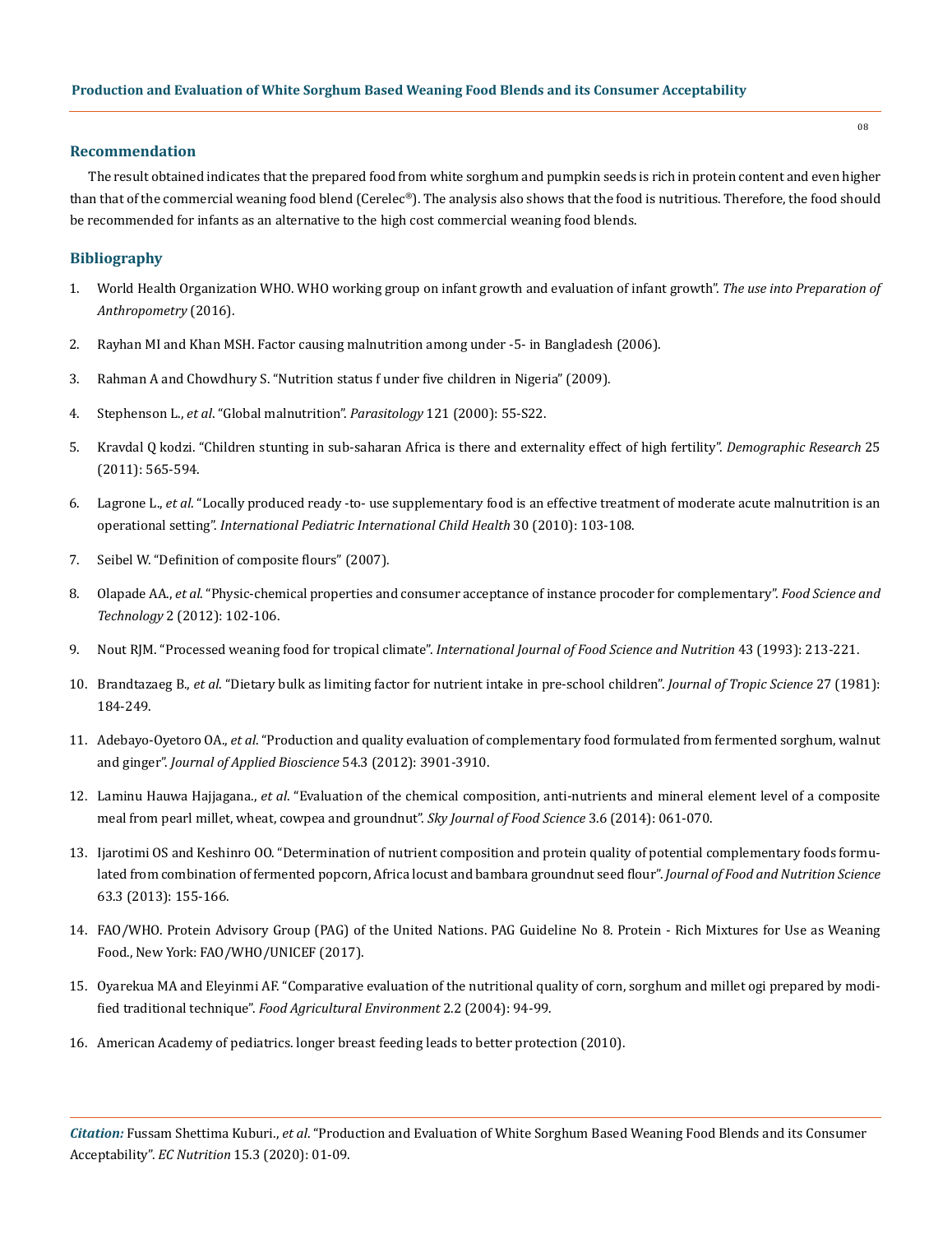## Recommendation

The result obtained indicates that the prepared food from white sorghum and pumpkin seeds is rich in protein content and even higher than that of the commercial weaning food blend (Cerelec®). The analysis also shows that the food is nutritious. Therefore, the food should be recommended for infants as an alternative to the high cost commercial weaning food blends.

## Bibliography

1. World Health Organization WHO. WHO working group on infant growth and evaluation of infant growth". *The use into Preparation of Anthropometry* (2016).
2. Rayhan MI and Khan MSH. Factor causing malnutrition among under -5- in Bangladesh (2006).
3. Rahman A and Chowdhury S. "Nutrition status f under five children in Nigeria" (2009).
4. Stephenson L., *et al*. "Global malnutrition". *Parasitology* 121 (2000): 55-S22.
5. Kravdal Q kodzi. "Children stunting in sub-saharan Africa is there and externality effect of high fertility". *Demographic Research* 25 (2011): 565-594.
6. Lagrone L., *et al*. "Locally produced ready -to- use supplementary food is an effective treatment of moderate acute malnutrition is an operational setting". *International Pediatric International Child Health* 30 (2010): 103-108.
7. Seibel W. "Definition of composite flours" (2007).
8. Olapade AA., *et al*. "Physic-chemical properties and consumer acceptance of instance procoder for complementary". *Food Science and Technology* 2 (2012): 102-106.
9. Nout RJM. "Processed weaning food for tropical climate". *International Journal of Food Science and Nutrition* 43 (1993): 213-221.
10. Brandtazaeg B., *et al*. "Dietary bulk as limiting factor for nutrient intake in pre-school children". *Journal of Tropic Science* 27 (1981): 184-249.
11. Adebayo-Oyetoro OA., *et al*. "Production and quality evaluation of complementary food formulated from fermented sorghum, walnut and ginger". *Journal of Applied Bioscience* 54.3 (2012): 3901-3910.
12. Laminu Hauwa Hajjagana., *et al*. "Evaluation of the chemical composition, anti-nutrients and mineral element level of a composite meal from pearl millet, wheat, cowpea and groundnut". *Sky Journal of Food Science* 3.6 (2014): 061-070.
13. Ijarotimi OS and Keshinro OO. "Determination of nutrient composition and protein quality of potential complementary foods formulated from combination of fermented popcorn, Africa locust and bambara groundnut seed flour". *Journal of Food and Nutrition Science* 63.3 (2013): 155-166.
14. FAO/WHO. Protein Advisory Group (PAG) of the United Nations. PAG Guideline No 8. Protein - Rich Mixtures for Use as Weaning Food., New York: FAO/WHO/UNICEF (2017).
15. Oyarekua MA and Eleyinmi AF. "Comparative evaluation of the nutritional quality of corn, sorghum and millet ogi prepared by modified traditional technique". *Food Agricultural Environment* 2.2 (2004): 94-99.
16. American Academy of pediatrics. longer breast feeding leads to better protection (2010).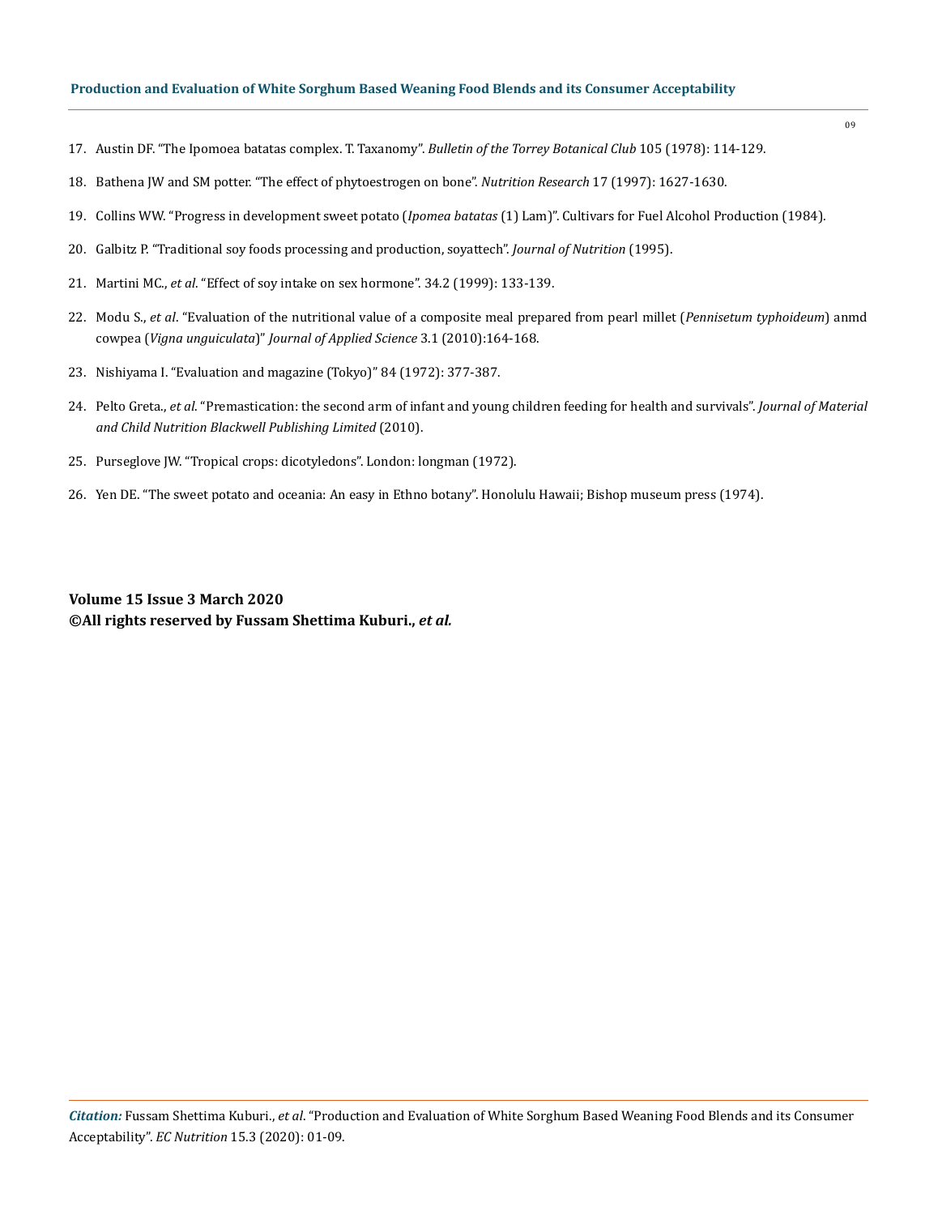17. Austin DF. "The Ipomoea batatas complex. T. Taxanomy". *Bulletin of the Torrey Botanical Club* 105 (1978): 114-129.
18. Bathena JW and SM potter. "The effect of phytoestrogen on bone". *Nutrition Research* 17 (1997): 1627-1630.
19. Collins WW. "Progress in development sweet potato (*Ipomea batatas* (1) Lam)". Cultivars for Fuel Alcohol Production (1984).
20. Galbitz P. "Traditional soy foods processing and production, soyattech". *Journal of Nutrition* (1995).
21. Martini MC., *et al*. "Effect of soy intake on sex hormone". 34.2 (1999): 133-139.
22. Modu S., *et al*. "Evaluation of the nutritional value of a composite meal prepared from pearl millet (*Pennisetum typhoideum*) anmd cowpea (*Vigna unguiculata*)" *Journal of Applied Science* 3.1 (2010):164-168.
23. Nishiyama I. "Evaluation and magazine (Tokyo)" 84 (1972): 377-387.
24. Pelto Greta., *et al*. "Premastication: the second arm of infant and young children feeding for health and survivals". *Journal of Material and Child Nutrition Blackwell Publishing Limited* (2010).
25. Purseglove JW. "Tropical crops: dicotyledons". London: longman (1972).
26. Yen DE. "The sweet potato and oceania: An easy in Ethno botany". Honolulu Hawaii; Bishop museum press (1974).

**Volume 15 Issue 3 March 2020**
**©All rights reserved by Fussam Shettima Kuburi., *et al.***